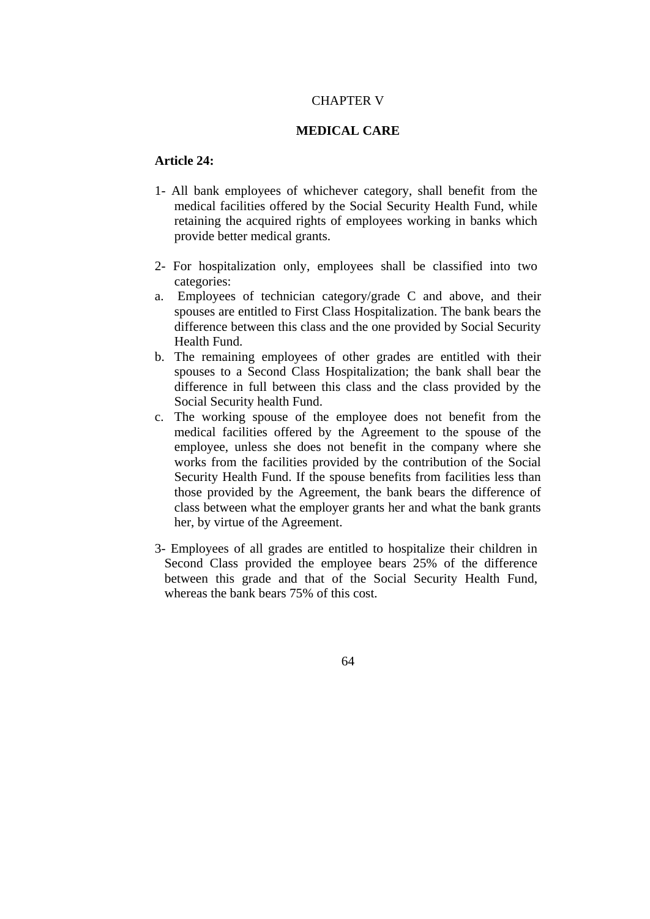CHAPTER V

## MEDICAL CARE

**Article 24:**

1- All bank employees of whichever category, shall benefit from the medical facilities offered by the Social Security Health Fund, while retaining the acquired rights of employees working in banks which provide better medical grants.

2- For hospitalization only, employees shall be classified into two categories:

a. Employees of technician category/grade C and above, and their spouses are entitled to First Class Hospitalization. The bank bears the difference between this class and the one provided by Social Security Health Fund.

b. The remaining employees of other grades are entitled with their spouses to a Second Class Hospitalization; the bank shall bear the difference in full between this class and the class provided by the Social Security health Fund.

c. The working spouse of the employee does not benefit from the medical facilities offered by the Agreement to the spouse of the employee, unless she does not benefit in the company where she works from the facilities provided by the contribution of the Social Security Health Fund. If the spouse benefits from facilities less than those provided by the Agreement, the bank bears the difference of class between what the employer grants her and what the bank grants her, by virtue of the Agreement.

3- Employees of all grades are entitled to hospitalize their children in Second Class provided the employee bears 25% of the difference between this grade and that of the Social Security Health Fund, whereas the bank bears 75% of this cost.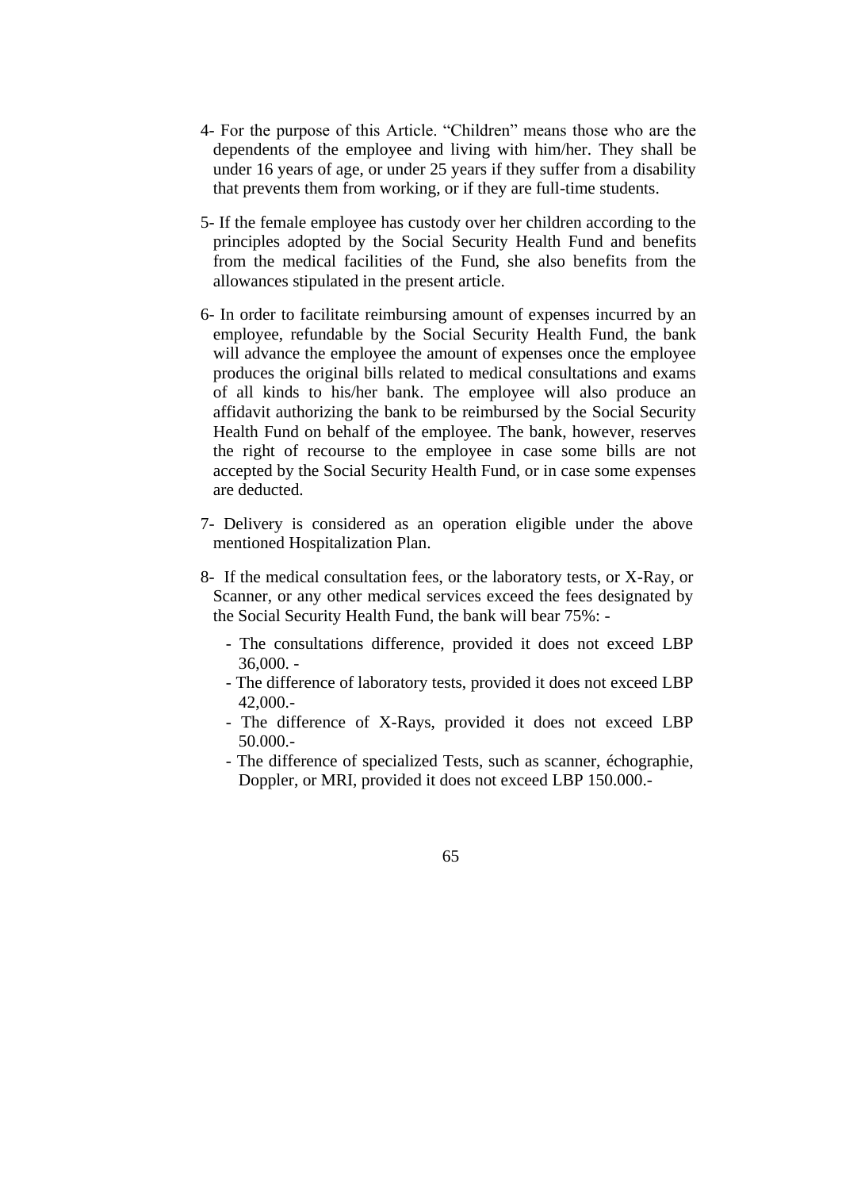4- For the purpose of this Article. “Children” means those who are the dependents of the employee and living with him/her. They shall be under 16 years of age, or under 25 years if they suffer from a disability that prevents them from working, or if they are full-time students.

5- If the female employee has custody over her children according to the principles adopted by the Social Security Health Fund and benefits from the medical facilities of the Fund, she also benefits from the allowances stipulated in the present article.

6- In order to facilitate reimbursing amount of expenses incurred by an employee, refundable by the Social Security Health Fund, the bank will advance the employee the amount of expenses once the employee produces the original bills related to medical consultations and exams of all kinds to his/her bank. The employee will also produce an affidavit authorizing the bank to be reimbursed by the Social Security Health Fund on behalf of the employee. The bank, however, reserves the right of recourse to the employee in case some bills are not accepted by the Social Security Health Fund, or in case some expenses are deducted.

7- Delivery is considered as an operation eligible under the above mentioned Hospitalization Plan.

8- If the medical consultation fees, or the laboratory tests, or X-Ray, or Scanner, or any other medical services exceed the fees designated by the Social Security Health Fund, the bank will bear 75%: -

- The consultations difference, provided it does not exceed LBP 36,000. -
- The difference of laboratory tests, provided it does not exceed LBP 42,000.-
- The difference of X-Rays, provided it does not exceed LBP 50.000.-
- The difference of specialized Tests, such as scanner, échographie, Doppler, or MRI, provided it does not exceed LBP 150.000.-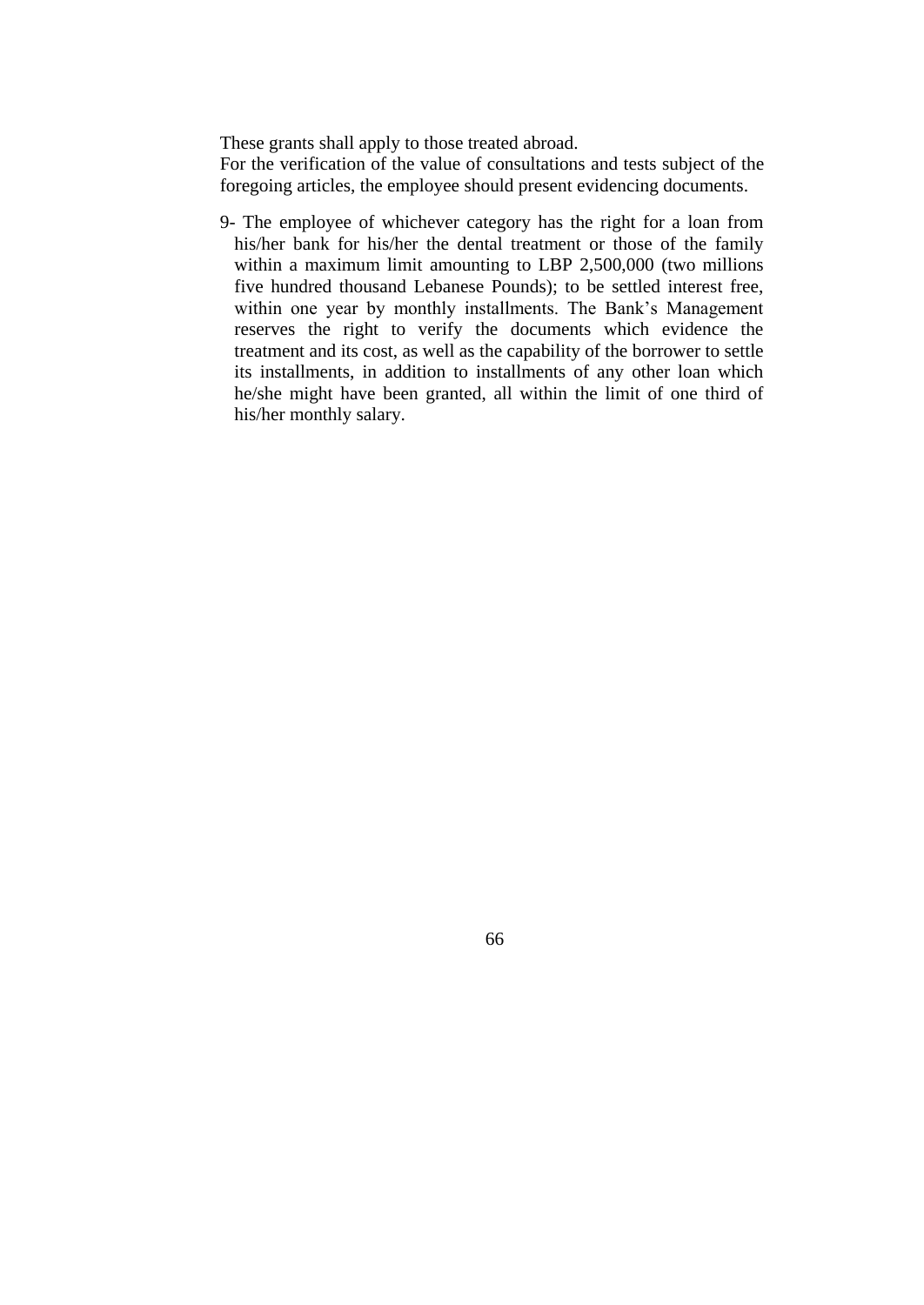These grants shall apply to those treated abroad.
For the verification of the value of consultations and tests subject of the foregoing articles, the employee should present evidencing documents.

9- The employee of whichever category has the right for a loan from his/her bank for his/her the dental treatment or those of the family within a maximum limit amounting to LBP 2,500,000 (two millions five hundred thousand Lebanese Pounds); to be settled interest free, within one year by monthly installments. The Bank's Management reserves the right to verify the documents which evidence the treatment and its cost, as well as the capability of the borrower to settle its installments, in addition to installments of any other loan which he/she might have been granted, all within the limit of one third of his/her monthly salary.